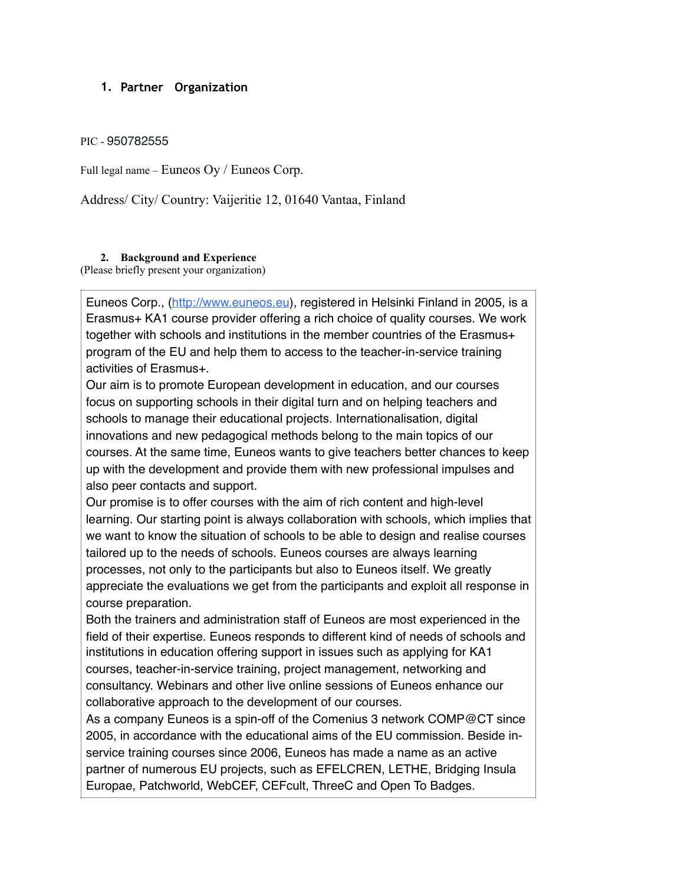## 1. Partner Organization

PIC - 950782555

Full legal name – Euneos Oy / Euneos Corp.

Address/ City/ Country: Vaijeritie 12, 01640 Vantaa, Finland

## 2. Background and Experience

(Please briefly present your organization)

Euneos Corp., (http://www.euneos.eu), registered in Helsinki Finland in 2005, is a Erasmus+ KA1 course provider offering a rich choice of quality courses. We work together with schools and institutions in the member countries of the Erasmus+ program of the EU and help them to access to the teacher-in-service training activities of Erasmus+.

Our aim is to promote European development in education, and our courses focus on supporting schools in their digital turn and on helping teachers and schools to manage their educational projects. Internationalisation, digital innovations and new pedagogical methods belong to the main topics of our courses. At the same time, Euneos wants to give teachers better chances to keep up with the development and provide them with new professional impulses and also peer contacts and support.

Our promise is to offer courses with the aim of rich content and high-level learning. Our starting point is always collaboration with schools, which implies that we want to know the situation of schools to be able to design and realise courses tailored up to the needs of schools. Euneos courses are always learning processes, not only to the participants but also to Euneos itself. We greatly appreciate the evaluations we get from the participants and exploit all response in course preparation.

Both the trainers and administration staff of Euneos are most experienced in the field of their expertise. Euneos responds to different kind of needs of schools and institutions in education offering support in issues such as applying for KA1 courses, teacher-in-service training, project management, networking and consultancy. Webinars and other live online sessions of Euneos enhance our collaborative approach to the development of our courses.

As a company Euneos is a spin-off of the Comenius 3 network COMP@CT since 2005, in accordance with the educational aims of the EU commission. Beside in-service training courses since 2006, Euneos has made a name as an active partner of numerous EU projects, such as EFELCREN, LETHE, Bridging Insula Europae, Patchworld, WebCEF, CEFcult, ThreeC and Open To Badges.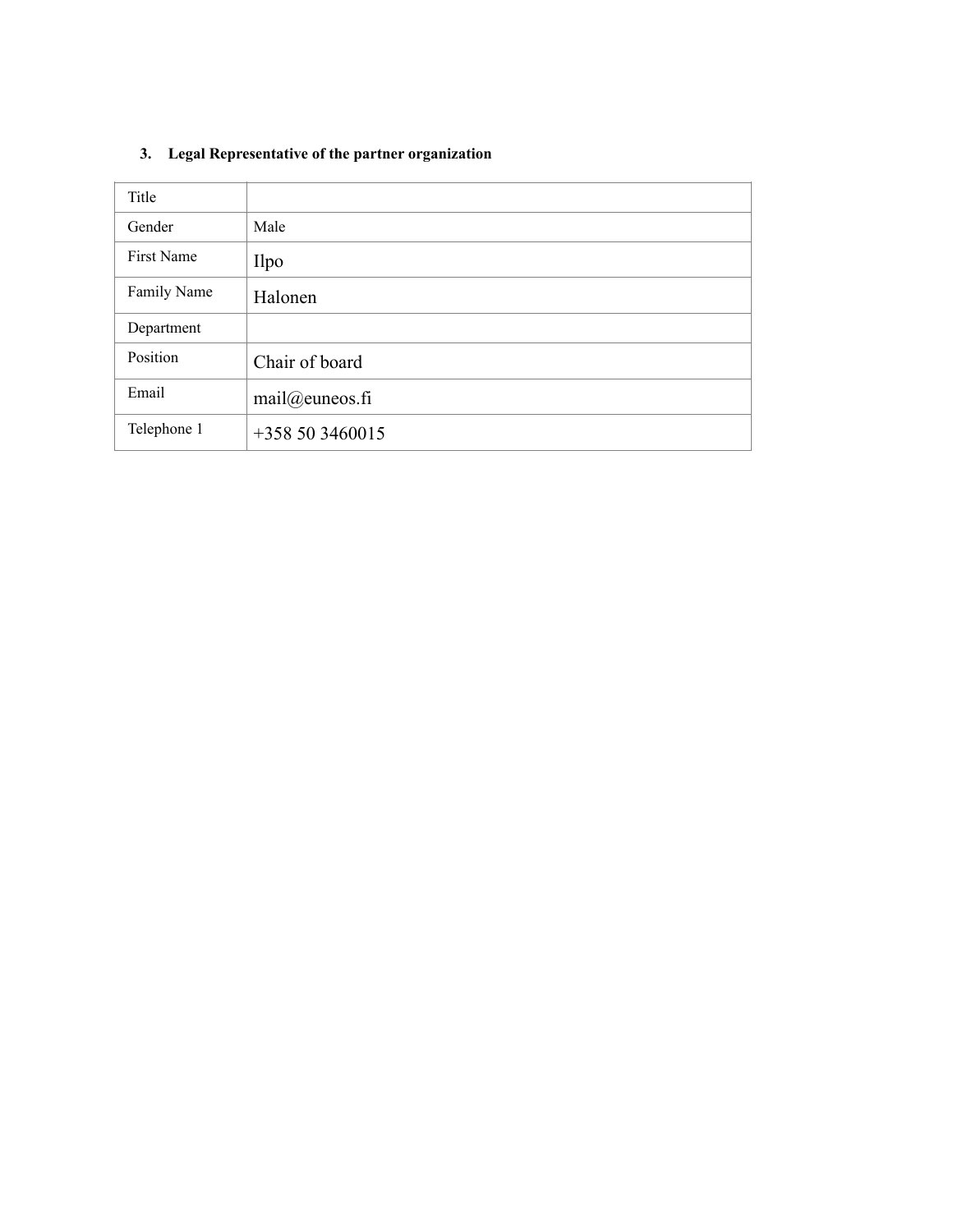3. **Legal Representative of the partner organization**

| | |
|---|---|
| Title | |
| Gender | Male |
| First Name | Ilpo |
| Family Name | Halonen |
| Department | |
| Position | Chair of board |
| Email | mail@euneos.fi |
| Telephone 1 | +358 50 3460015 |